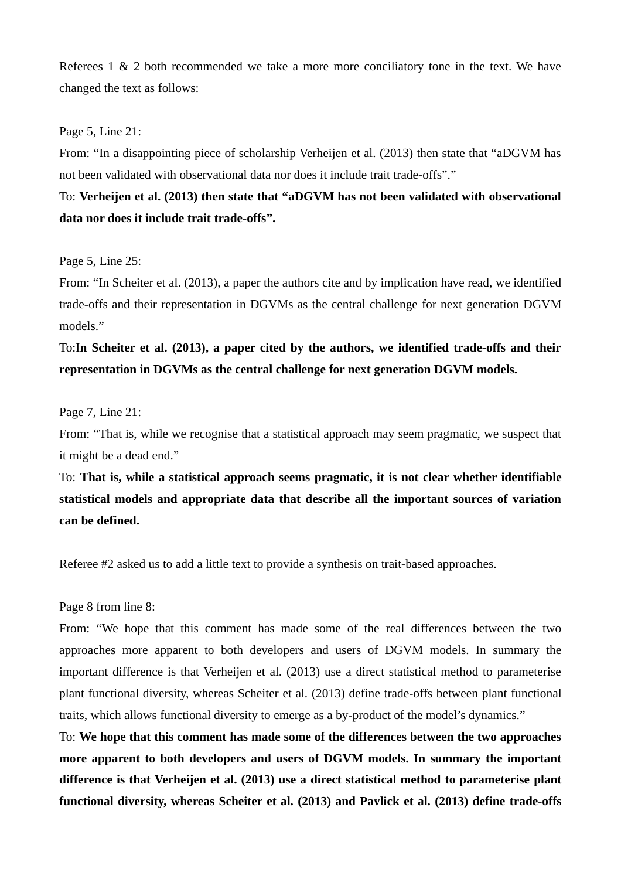Referees 1 & 2 both recommended we take a more more conciliatory tone in the text. We have changed the text as follows:

Page 5, Line 21:

From: “In a disappointing piece of scholarship Verheijen et al. (2013) then state that “aDGVM has not been validated with observational data nor does it include trait trade-offs”.”

To: **Verheijen et al. (2013) then state that “aDGVM has not been validated with observational data nor does it include trait trade-offs”.**

Page 5, Line 25:

From: “In Scheiter et al. (2013), a paper the authors cite and by implication have read, we identified trade-offs and their representation in DGVMs as the central challenge for next generation DGVM models.”

To:**In Scheiter et al. (2013), a paper cited by the authors, we identified trade-offs and their representation in DGVMs as the central challenge for next generation DGVM models.**

Page 7, Line 21:

From: “That is, while we recognise that a statistical approach may seem pragmatic, we suspect that it might be a dead end.”

To: **That is, while a statistical approach seems pragmatic, it is not clear whether identifiable statistical models and appropriate data that describe all the important sources of variation can be defined.**

Referee #2 asked us to add a little text to provide a synthesis on trait-based approaches.

Page 8 from line 8:

From: “We hope that this comment has made some of the real differences between the two approaches more apparent to both developers and users of DGVM models. In summary the important difference is that Verheijen et al. (2013) use a direct statistical method to parameterise plant functional diversity, whereas Scheiter et al. (2013) define trade-offs between plant functional traits, which allows functional diversity to emerge as a by-product of the model’s dynamics.”

To: **We hope that this comment has made some of the differences between the two approaches more apparent to both developers and users of DGVM models. In summary the important difference is that Verheijen et al. (2013) use a direct statistical method to parameterise plant functional diversity, whereas Scheiter et al. (2013) and Pavlick et al. (2013) define trade-offs**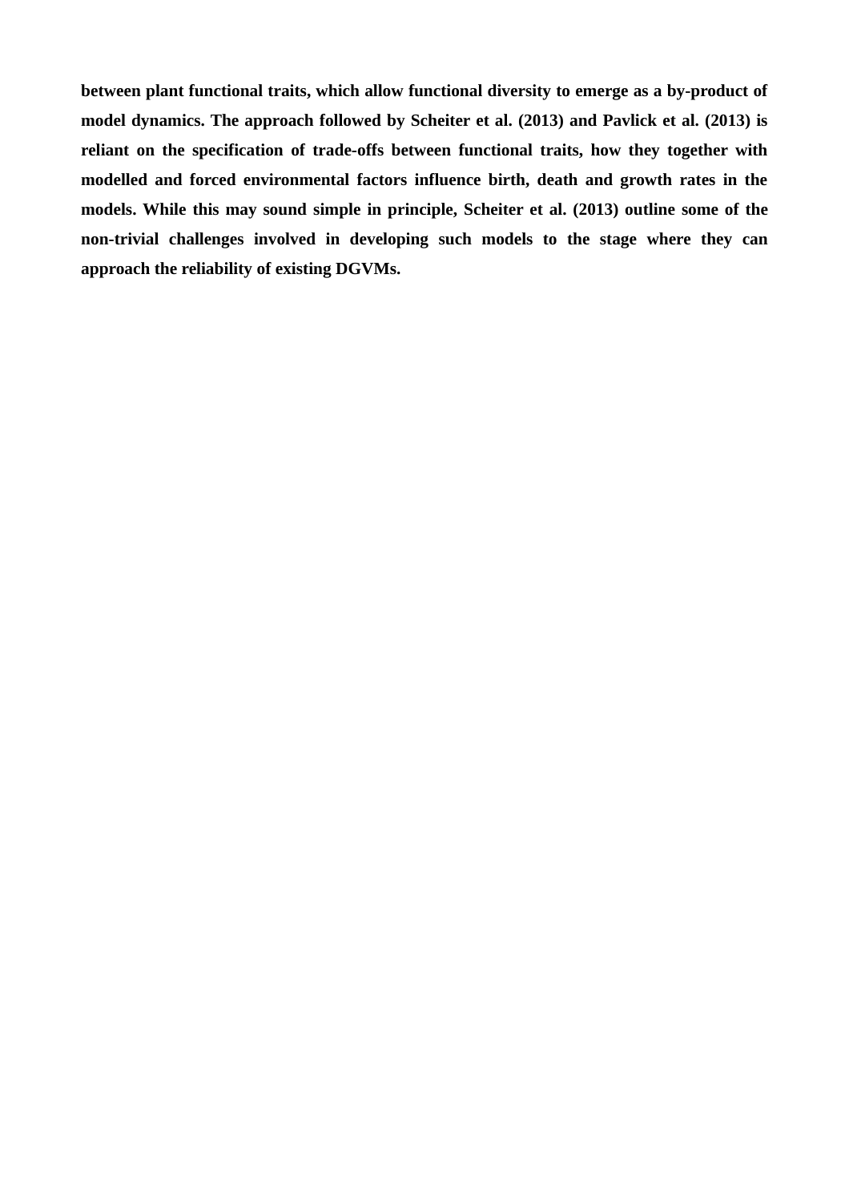**between plant functional traits, which allow functional diversity to emerge as a by-product of model dynamics. The approach followed by Scheiter et al. (2013) and Pavlick et al. (2013) is reliant on the specification of trade-offs between functional traits, how they together with modelled and forced environmental factors influence birth, death and growth rates in the models. While this may sound simple in principle, Scheiter et al. (2013) outline some of the non-trivial challenges involved in developing such models to the stage where they can approach the reliability of existing DGVMs.**